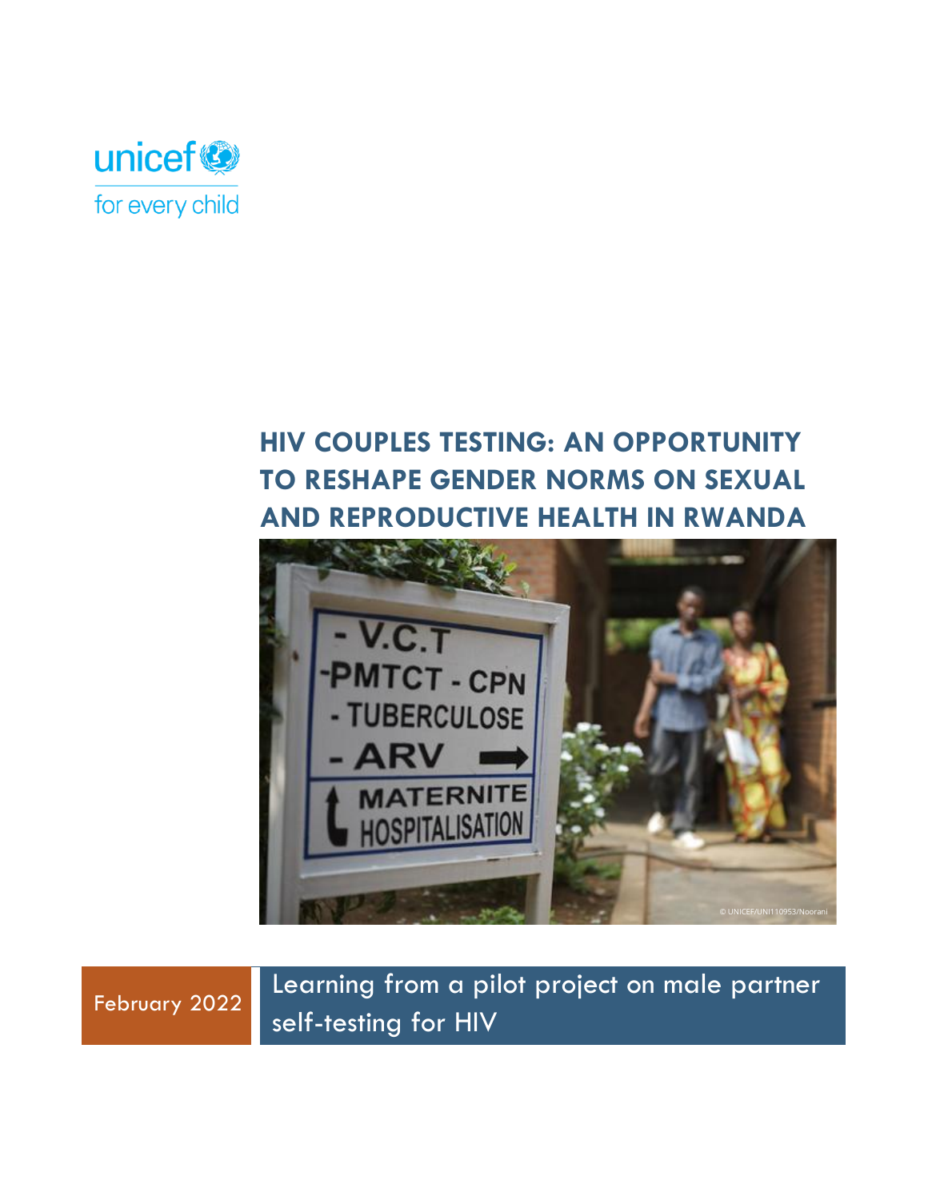unicef
for every child

# HIV COUPLES TESTING: AN OPPORTUNITY TO RESHAPE GENDER NORMS ON SEXUAL AND REPRODUCTIVE HEALTH IN RWANDA

© UNICEF/UNI110953/Noorani

February 2022

Learning from a pilot project on male partner self-testing for HIV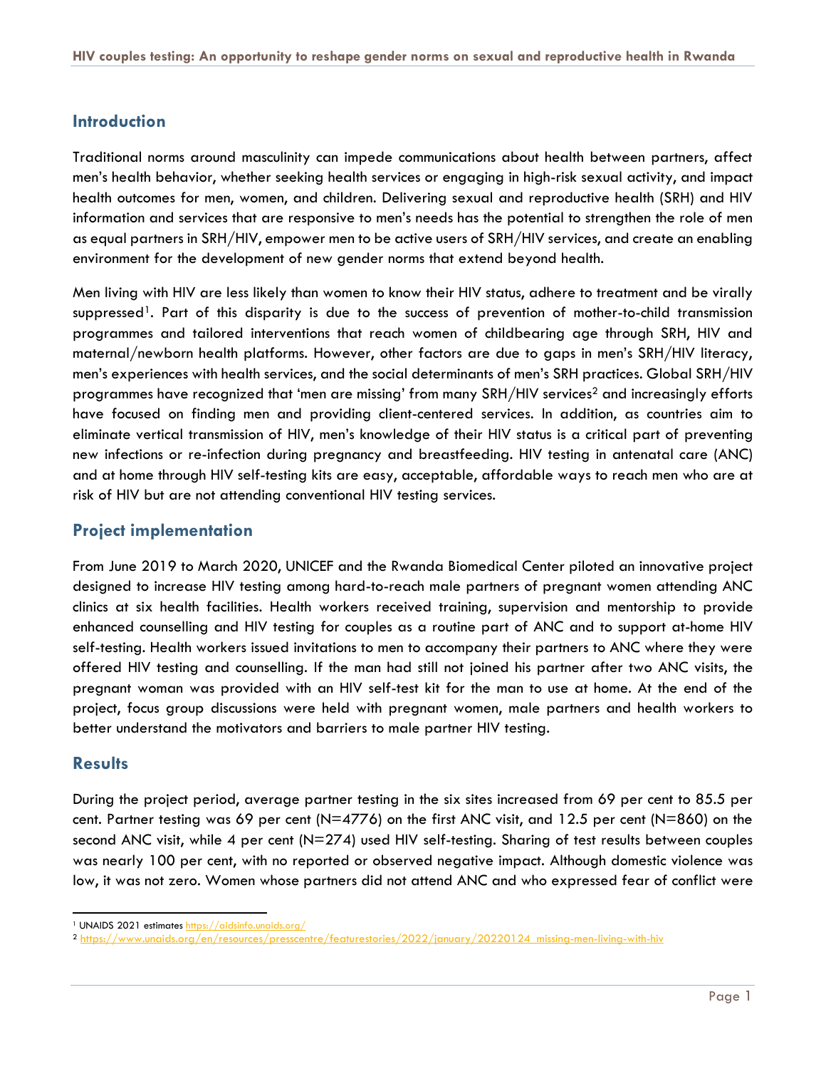## Introduction

Traditional norms around masculinity can impede communications about health between partners, affect men's health behavior, whether seeking health services or engaging in high-risk sexual activity, and impact health outcomes for men, women, and children. Delivering sexual and reproductive health (SRH) and HIV information and services that are responsive to men's needs has the potential to strengthen the role of men as equal partners in SRH/HIV, empower men to be active users of SRH/HIV services, and create an enabling environment for the development of new gender norms that extend beyond health.

Men living with HIV are less likely than women to know their HIV status, adhere to treatment and be virally suppressed[1]. Part of this disparity is due to the success of prevention of mother-to-child transmission programmes and tailored interventions that reach women of childbearing age through SRH, HIV and maternal/newborn health platforms. However, other factors are due to gaps in men's SRH/HIV literacy, men's experiences with health services, and the social determinants of men's SRH practices. Global SRH/HIV programmes have recognized that 'men are missing' from many SRH/HIV services[2] and increasingly efforts have focused on finding men and providing client-centered services. In addition, as countries aim to eliminate vertical transmission of HIV, men's knowledge of their HIV status is a critical part of preventing new infections or re-infection during pregnancy and breastfeeding. HIV testing in antenatal care (ANC) and at home through HIV self-testing kits are easy, acceptable, affordable ways to reach men who are at risk of HIV but are not attending conventional HIV testing services.

## Project implementation

From June 2019 to March 2020, UNICEF and the Rwanda Biomedical Center piloted an innovative project designed to increase HIV testing among hard-to-reach male partners of pregnant women attending ANC clinics at six health facilities. Health workers received training, supervision and mentorship to provide enhanced counselling and HIV testing for couples as a routine part of ANC and to support at-home HIV self-testing. Health workers issued invitations to men to accompany their partners to ANC where they were offered HIV testing and counselling. If the man had still not joined his partner after two ANC visits, the pregnant woman was provided with an HIV self-test kit for the man to use at home. At the end of the project, focus group discussions were held with pregnant women, male partners and health workers to better understand the motivators and barriers to male partner HIV testing.

## Results

During the project period, average partner testing in the six sites increased from 69 per cent to 85.5 per cent. Partner testing was 69 per cent (N=4776) on the first ANC visit, and 12.5 per cent (N=860) on the second ANC visit, while 4 per cent (N=274) used HIV self-testing. Sharing of test results between couples was nearly 100 per cent, with no reported or observed negative impact. Although domestic violence was low, it was not zero. Women whose partners did not attend ANC and who expressed fear of conflict were

---

[1] UNAIDS 2021 estimates https://aidsinfo.unaids.org/

[2] https://www.unaids.org/en/resources/presscentre/featurestories/2022/january/20220124_missing-men-living-with-hiv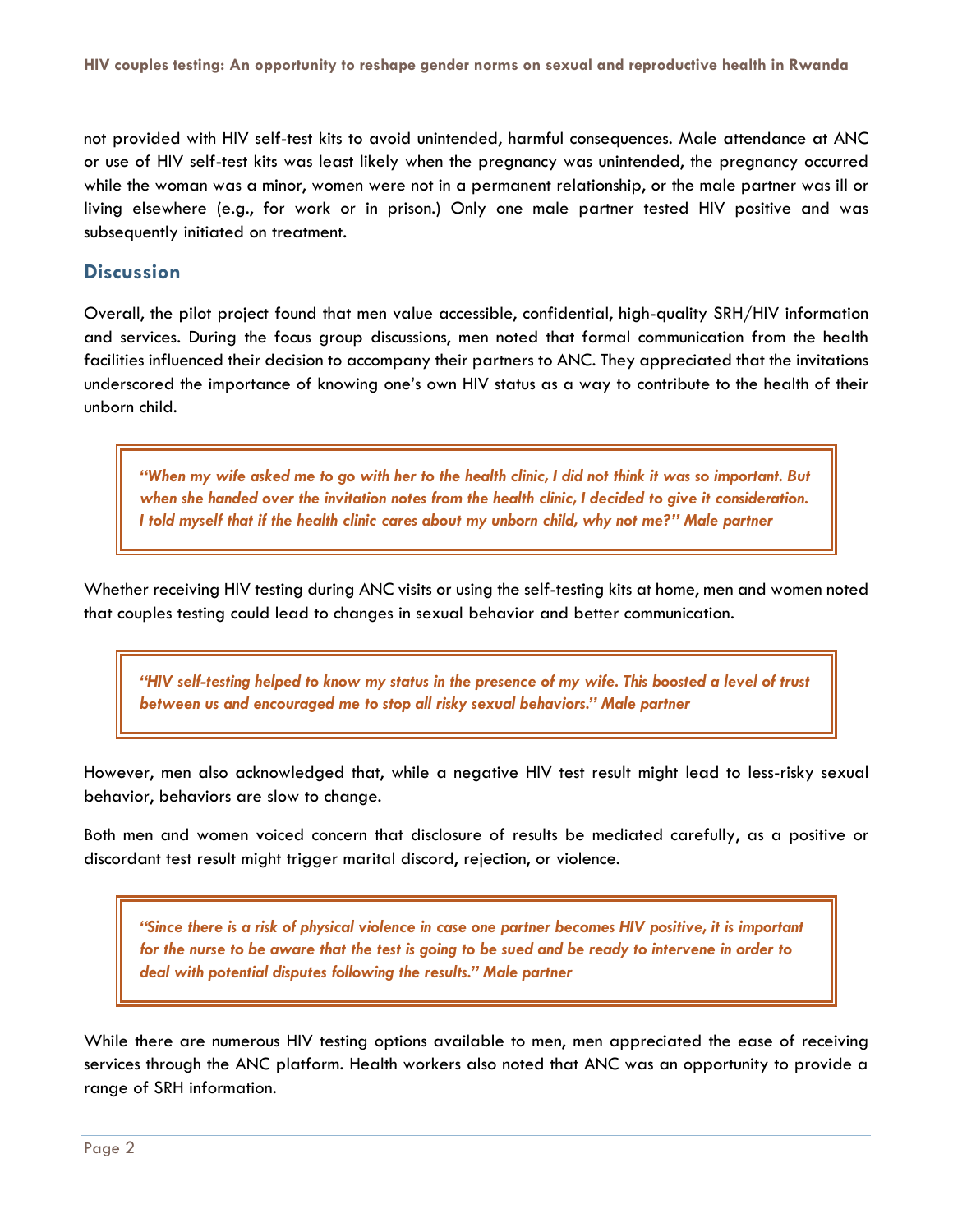not provided with HIV self-test kits to avoid unintended, harmful consequences. Male attendance at ANC or use of HIV self-test kits was least likely when the pregnancy was unintended, the pregnancy occurred while the woman was a minor, women were not in a permanent relationship, or the male partner was ill or living elsewhere (e.g., for work or in prison.) Only one male partner tested HIV positive and was subsequently initiated on treatment.

## Discussion

Overall, the pilot project found that men value accessible, confidential, high-quality SRH/HIV information and services. During the focus group discussions, men noted that formal communication from the health facilities influenced their decision to accompany their partners to ANC. They appreciated that the invitations underscored the importance of knowing one's own HIV status as a way to contribute to the health of their unborn child.

> ***"When my wife asked me to go with her to the health clinic, I did not think it was so important. But when she handed over the invitation notes from the health clinic, I decided to give it consideration. I told myself that if the health clinic cares about my unborn child, why not me?" Male partner***

Whether receiving HIV testing during ANC visits or using the self-testing kits at home, men and women noted that couples testing could lead to changes in sexual behavior and better communication.

> ***"HIV self-testing helped to know my status in the presence of my wife. This boosted a level of trust between us and encouraged me to stop all risky sexual behaviors." Male partner***

However, men also acknowledged that, while a negative HIV test result might lead to less-risky sexual behavior, behaviors are slow to change.

Both men and women voiced concern that disclosure of results be mediated carefully, as a positive or discordant test result might trigger marital discord, rejection, or violence.

> ***"Since there is a risk of physical violence in case one partner becomes HIV positive, it is important for the nurse to be aware that the test is going to be sued and be ready to intervene in order to deal with potential disputes following the results." Male partner***

While there are numerous HIV testing options available to men, men appreciated the ease of receiving services through the ANC platform. Health workers also noted that ANC was an opportunity to provide a range of SRH information.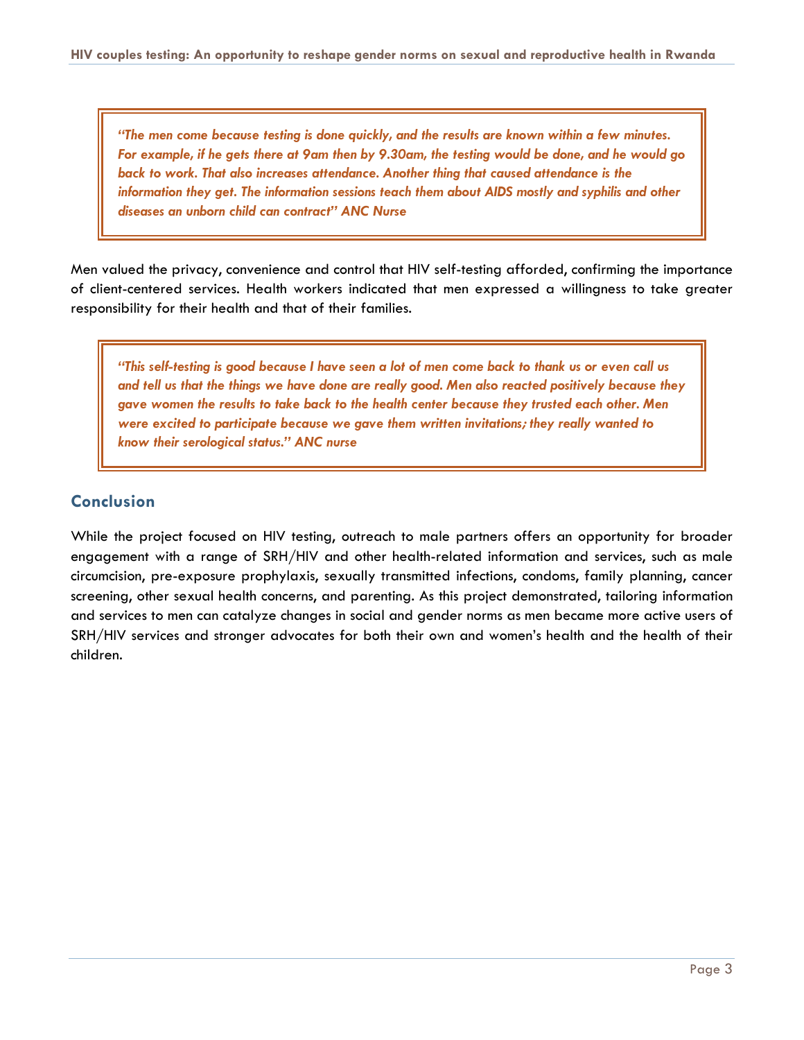> *"The men come because testing is done quickly, and the results are known within a few minutes. For example, if he gets there at 9am then by 9.30am, the testing would be done, and he would go back to work. That also increases attendance. Another thing that caused attendance is the information they get. The information sessions teach them about AIDS mostly and syphilis and other diseases an unborn child can contract" ANC Nurse*

Men valued the privacy, convenience and control that HIV self-testing afforded, confirming the importance of client-centered services. Health workers indicated that men expressed a willingness to take greater responsibility for their health and that of their families.

> *"This self-testing is good because I have seen a lot of men come back to thank us or even call us and tell us that the things we have done are really good. Men also reacted positively because they gave women the results to take back to the health center because they trusted each other. Men were excited to participate because we gave them written invitations; they really wanted to know their serological status." ANC nurse*

## Conclusion

While the project focused on HIV testing, outreach to male partners offers an opportunity for broader engagement with a range of SRH/HIV and other health-related information and services, such as male circumcision, pre-exposure prophylaxis, sexually transmitted infections, condoms, family planning, cancer screening, other sexual health concerns, and parenting. As this project demonstrated, tailoring information and services to men can catalyze changes in social and gender norms as men became more active users of SRH/HIV services and stronger advocates for both their own and women's health and the health of their children.